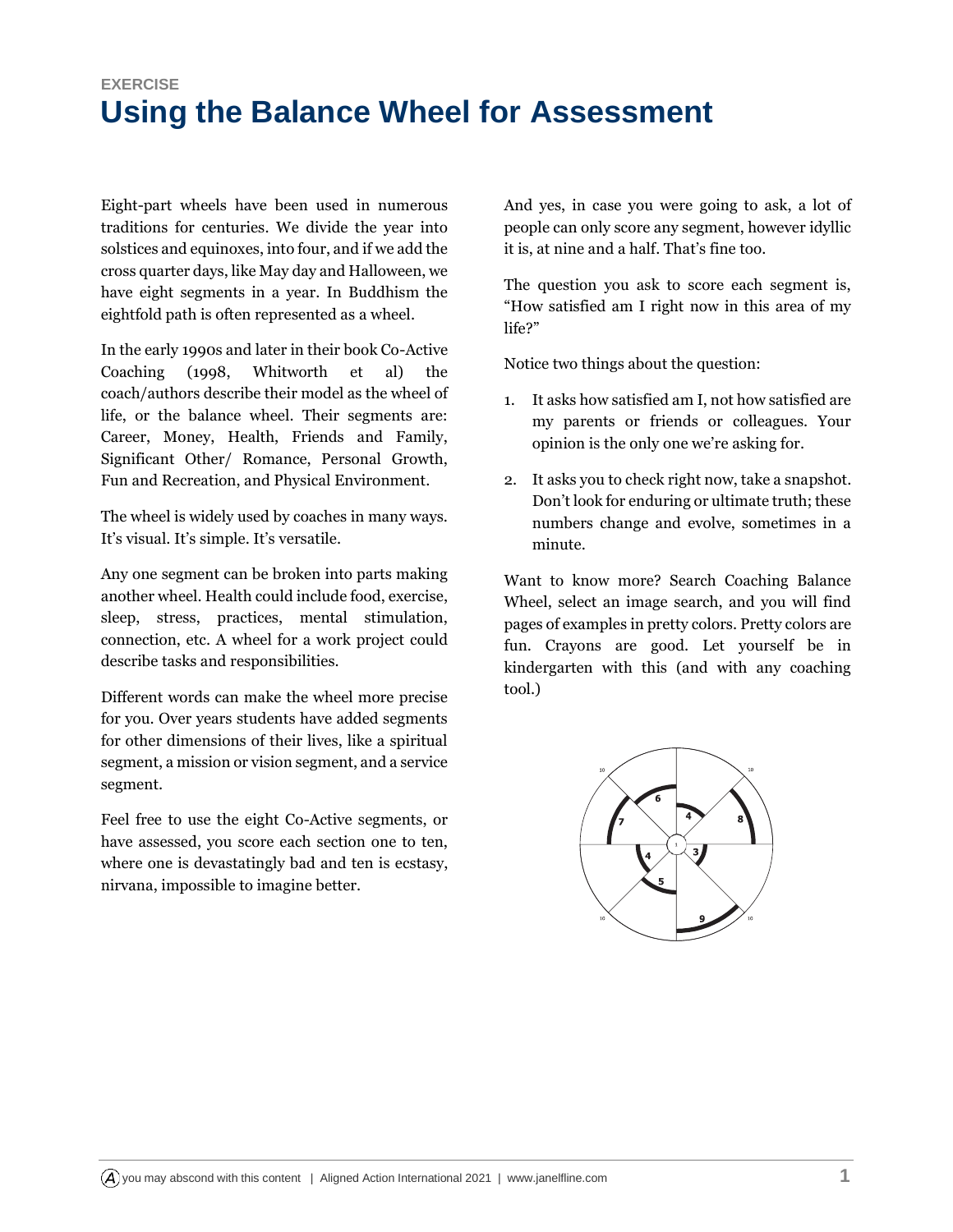EXERCISE

# Using the Balance Wheel for Assessment

Eight-part wheels have been used in numerous traditions for centuries. We divide the year into solstices and equinoxes, into four, and if we add the cross quarter days, like May day and Halloween, we have eight segments in a year. In Buddhism the eightfold path is often represented as a wheel.

In the early 1990s and later in their book Co-Active Coaching (1998, Whitworth et al) the coach/authors describe their model as the wheel of life, or the balance wheel. Their segments are: Career, Money, Health, Friends and Family, Significant Other/ Romance, Personal Growth, Fun and Recreation, and Physical Environment.

The wheel is widely used by coaches in many ways. It's visual. It's simple. It's versatile.

Any one segment can be broken into parts making another wheel. Health could include food, exercise, sleep, stress, practices, mental stimulation, connection, etc. A wheel for a work project could describe tasks and responsibilities.

Different words can make the wheel more precise for you. Over years students have added segments for other dimensions of their lives, like a spiritual segment, a mission or vision segment, and a service segment.

Feel free to use the eight Co-Active segments, or have assessed, you score each section one to ten, where one is devastatingly bad and ten is ecstasy, nirvana, impossible to imagine better.

And yes, in case you were going to ask, a lot of people can only score any segment, however idyllic it is, at nine and a half. That's fine too.

The question you ask to score each segment is, "How satisfied am I right now in this area of my life?"

Notice two things about the question:

1. It asks how satisfied am I, not how satisfied are my parents or friends or colleagues. Your opinion is the only one we're asking for.
2. It asks you to check right now, take a snapshot. Don't look for enduring or ultimate truth; these numbers change and evolve, sometimes in a minute.

Want to know more? Search Coaching Balance Wheel, select an image search, and you will find pages of examples in pretty colors. Pretty colors are fun. Crayons are good. Let yourself be in kindergarten with this (and with any coaching tool.)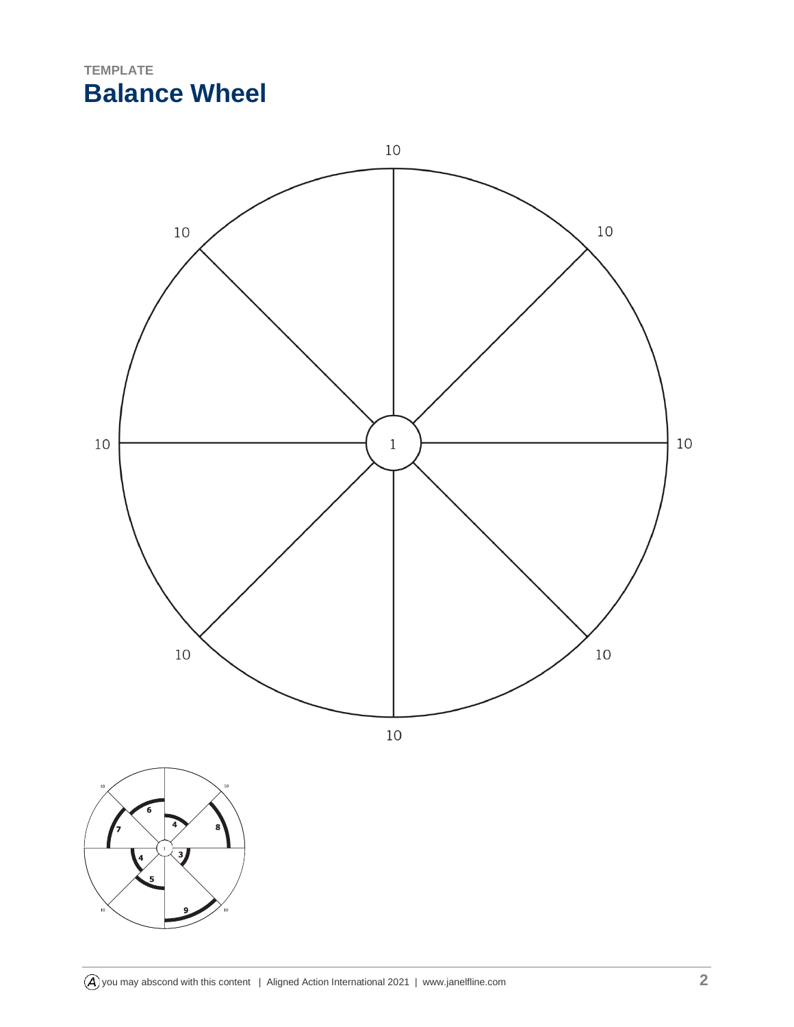TEMPLATE

# Balance Wheel

10

10

10

10

1

10

10

10

10

10

10

10

6

4

8

7

4

3

5

9

10

10

you may abscond with this content | Aligned Action International 2021 | www.janelfline.com